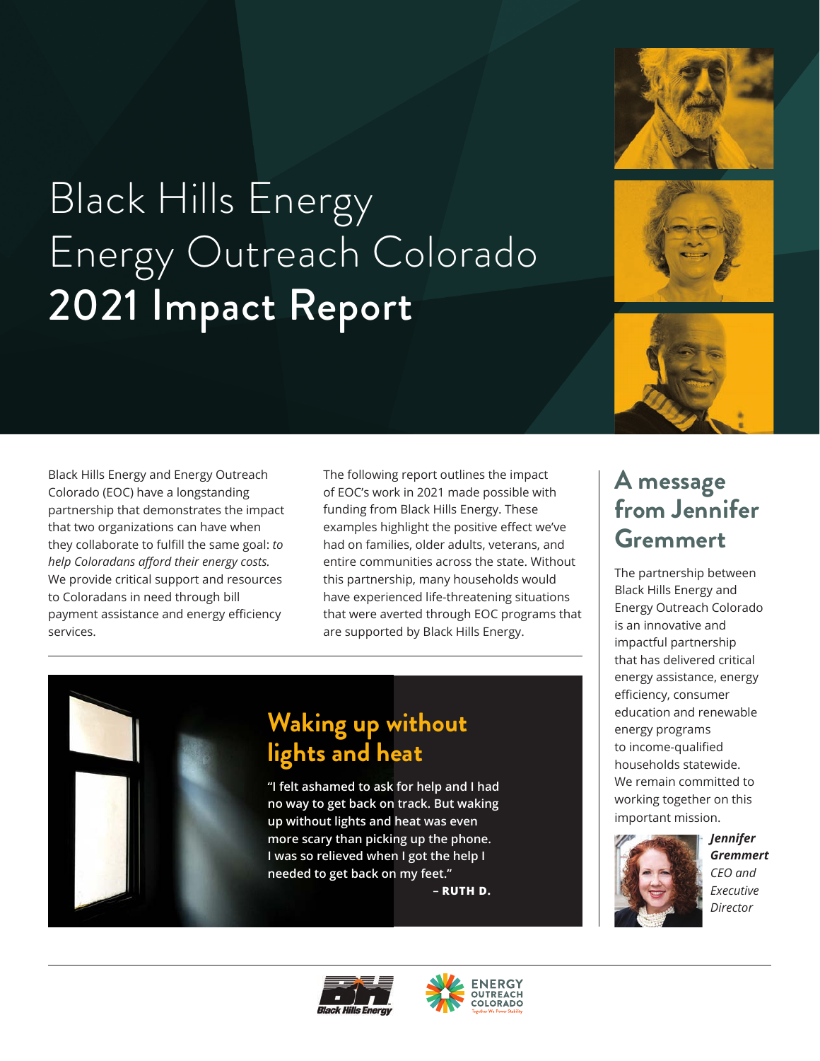# Black Hills Energy Energy Outreach Colorado 2021 Impact Report

Black Hills Energy and Energy Outreach Colorado (EOC) have a longstanding partnership that demonstrates the impact that two organizations can have when they collaborate to fulfill the same goal: *to help Coloradans afford their energy costs.* We provide critical support and resources to Coloradans in need through bill payment assistance and energy efficiency services.

The following report outlines the impact of EOC's work in 2021 made possible with funding from Black Hills Energy. These examples highlight the positive effect we've had on families, older adults, veterans, and entire communities across the state. Without this partnership, many households would have experienced life-threatening situations that were averted through EOC programs that are supported by Black Hills Energy.

## Waking up without lights and heat

**"I felt ashamed to ask for help and I had no way to get back on track. But waking up without lights and heat was even more scary than picking up the phone. I was so relieved when I got the help I needed to get back on my feet."**

**– RUTH D.**

## A message from Jennifer Gremmert

The partnership between Black Hills Energy and Energy Outreach Colorado is an innovative and impactful partnership that has delivered critical energy assistance, energy efficiency, consumer education and renewable energy programs to income-qualified households statewide. We remain committed to working together on this important mission.

***Jennifer Gremmert***
*CEO and Executive Director*

Black Hills Energy

ENERGY OUTREACH COLORADO
Together We Power Stability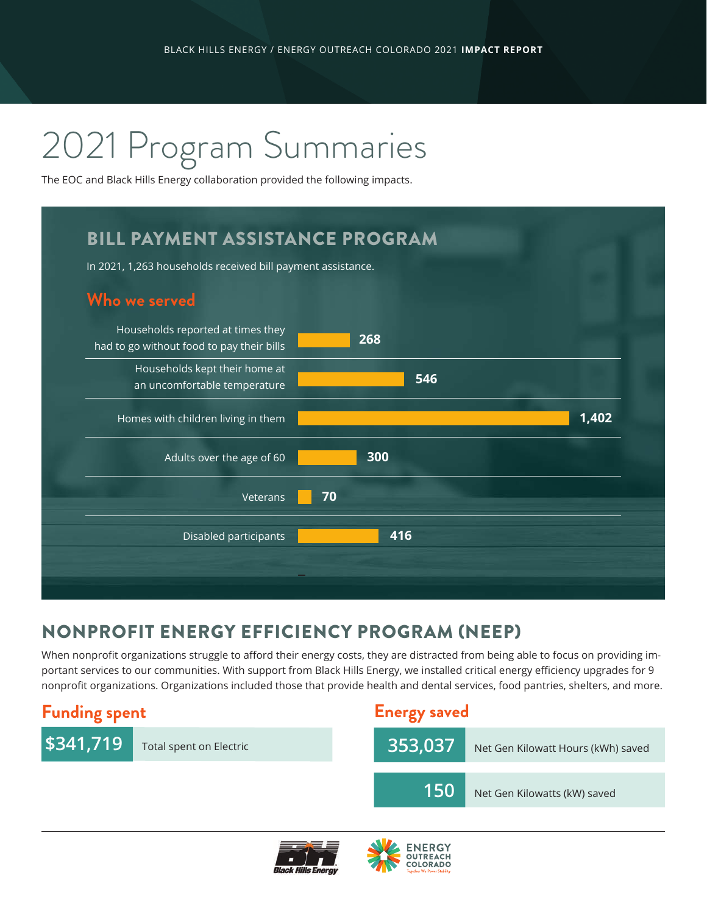# 2021 Program Summaries

The EOC and Black Hills Energy collaboration provided the following impacts.

## BILL PAYMENT ASSISTANCE PROGRAM

In 2021, 1,263 households received bill payment assistance.

### Who we served

| Category | Count |
|---|---|
| Households reported at times they had to go without food to pay their bills | 268 |
| Households kept their home at an uncomfortable temperature | 546 |
| Homes with children living in them | 1,402 |
| Adults over the age of 60 | 300 |
| Veterans | 70 |
| Disabled participants | 416 |

## NONPROFIT ENERGY EFFICIENCY PROGRAM (NEEP)

When nonprofit organizations struggle to afford their energy costs, they are distracted from being able to focus on providing important services to our communities. With support from Black Hills Energy, we installed critical energy efficiency upgrades for 9 nonprofit organizations. Organizations included those that provide health and dental services, food pantries, shelters, and more.

### Funding spent

| Amount | Description |
|---|---|
| $341,719 | Total spent on Electric |

### Energy saved

| Amount | Description |
|---|---|
| 353,037 | Net Gen Kilowatt Hours (kWh) saved |
| 150 | Net Gen Kilowatts (kW) saved |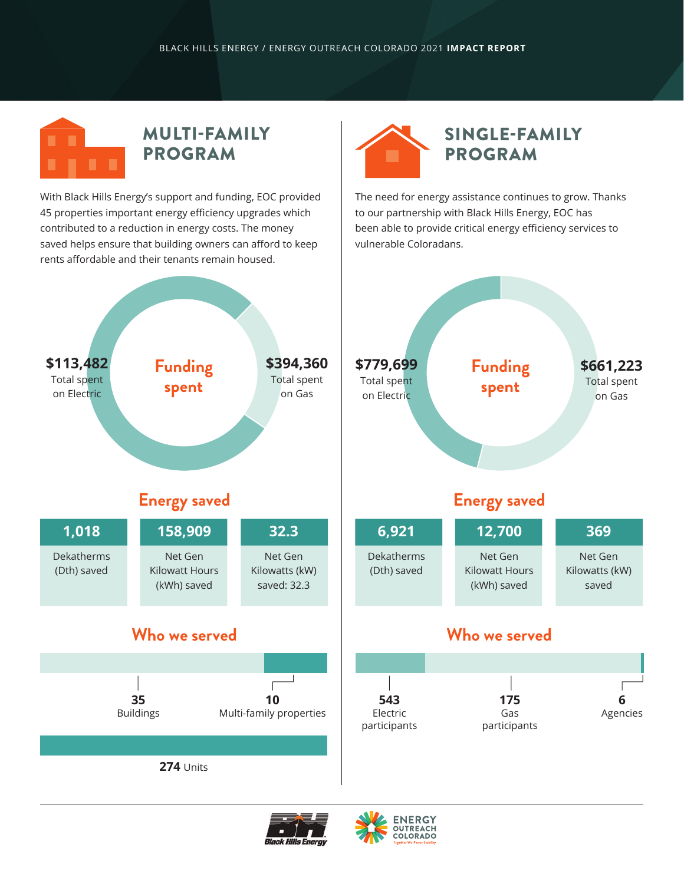BLACK HILLS ENERGY / ENERGY OUTREACH COLORADO 2021 **IMPACT REPORT**

## MULTI-FAMILY PROGRAM

With Black Hills Energy's support and funding, EOC provided 45 properties important energy efficiency upgrades which contributed to a reduction in energy costs. The money saved helps ensure that building owners can afford to keep rents affordable and their tenants remain housed.

### Funding spent

**$113,482** Total spent on Electric

**$394,360** Total spent on Gas

### Energy saved

| 1,018 | 158,909 | 32.3 |
|---|---|---|
| Dekatherms (Dth) saved | Net Gen Kilowatt Hours (kWh) saved | Net Gen Kilowatts (kW) saved: 32.3 |

### Who we served

**35** Buildings

**10** Multi-family properties

**274** Units

## SINGLE-FAMILY PROGRAM

The need for energy assistance continues to grow. Thanks to our partnership with Black Hills Energy, EOC has been able to provide critical energy efficiency services to vulnerable Coloradans.

### Funding spent

**$779,699** Total spent on Electric

**$661,223** Total spent on Gas

### Energy saved

| 6,921 | 12,700 | 369 |
|---|---|---|
| Dekatherms (Dth) saved | Net Gen Kilowatt Hours (kWh) saved | Net Gen Kilowatts (kW) saved |

### Who we served

**543** Electric participants

**175** Gas participants

**6** Agencies

Black Hills Energy

ENERGY OUTREACH COLORADO
Together We Power Stability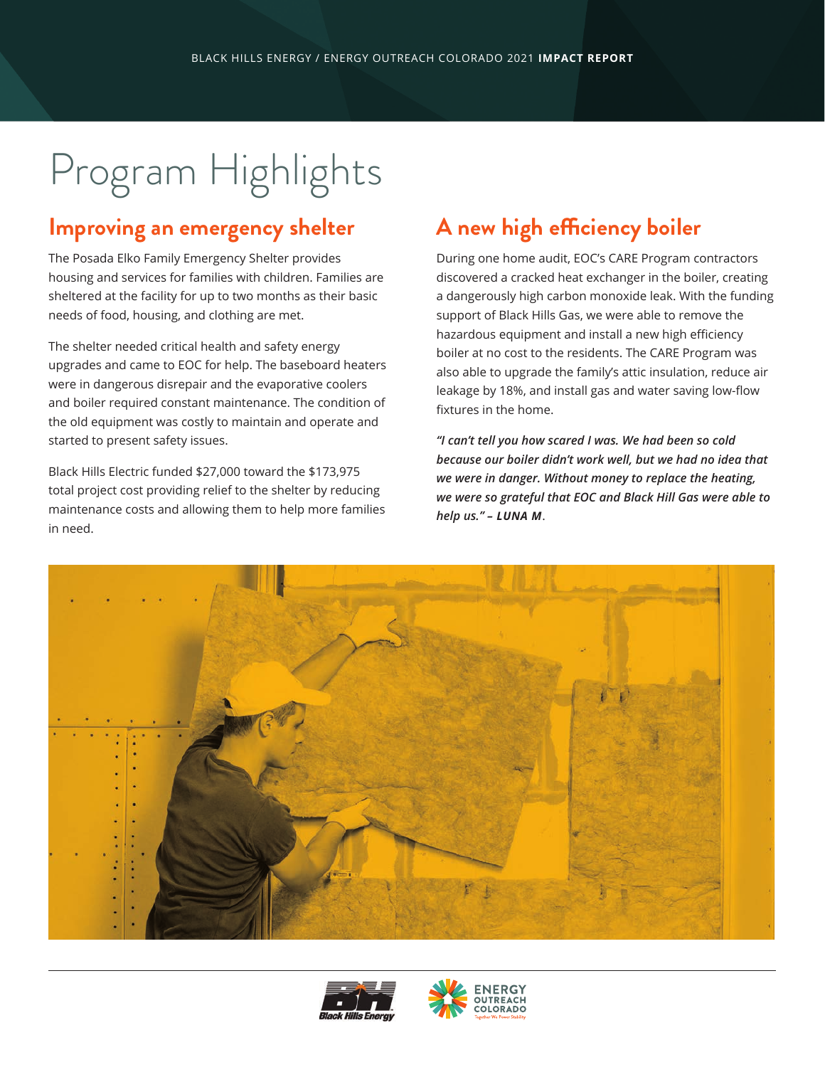# Program Highlights

## Improving an emergency shelter

The Posada Elko Family Emergency Shelter provides housing and services for families with children. Families are sheltered at the facility for up to two months as their basic needs of food, housing, and clothing are met.

The shelter needed critical health and safety energy upgrades and came to EOC for help. The baseboard heaters were in dangerous disrepair and the evaporative coolers and boiler required constant maintenance. The condition of the old equipment was costly to maintain and operate and started to present safety issues.

Black Hills Electric funded $27,000 toward the $173,975 total project cost providing relief to the shelter by reducing maintenance costs and allowing them to help more families in need.

## A new high efficiency boiler

During one home audit, EOC's CARE Program contractors discovered a cracked heat exchanger in the boiler, creating a dangerously high carbon monoxide leak. With the funding support of Black Hills Gas, we were able to remove the hazardous equipment and install a new high efficiency boiler at no cost to the residents. The CARE Program was also able to upgrade the family's attic insulation, reduce air leakage by 18%, and install gas and water saving low-flow fixtures in the home.

***"I can't tell you how scared I was. We had been so cold because our boiler didn't work well, but we had no idea that we were in danger. Without money to replace the heating, we were so grateful that EOC and Black Hill Gas were able to help us." – LUNA M*.**